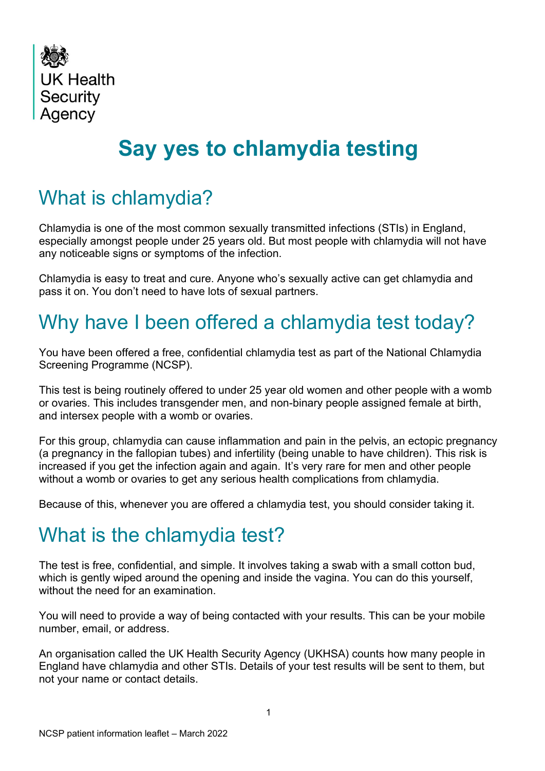UK Health Security Agency

# Say yes to chlamydia testing

## What is chlamydia?

Chlamydia is one of the most common sexually transmitted infections (STIs) in England, especially amongst people under 25 years old. But most people with chlamydia will not have any noticeable signs or symptoms of the infection.

Chlamydia is easy to treat and cure. Anyone who's sexually active can get chlamydia and pass it on. You don't need to have lots of sexual partners.

## Why have I been offered a chlamydia test today?

You have been offered a free, confidential chlamydia test as part of the National Chlamydia Screening Programme (NCSP).

This test is being routinely offered to under 25 year old women and other people with a womb or ovaries. This includes transgender men, and non-binary people assigned female at birth, and intersex people with a womb or ovaries.

For this group, chlamydia can cause inflammation and pain in the pelvis, an ectopic pregnancy (a pregnancy in the fallopian tubes) and infertility (being unable to have children). This risk is increased if you get the infection again and again. It's very rare for men and other people without a womb or ovaries to get any serious health complications from chlamydia.

Because of this, whenever you are offered a chlamydia test, you should consider taking it.

## What is the chlamydia test?

The test is free, confidential, and simple. It involves taking a swab with a small cotton bud, which is gently wiped around the opening and inside the vagina. You can do this yourself, without the need for an examination.

You will need to provide a way of being contacted with your results. This can be your mobile number, email, or address.

An organisation called the UK Health Security Agency (UKHSA) counts how many people in England have chlamydia and other STIs. Details of your test results will be sent to them, but not your name or contact details.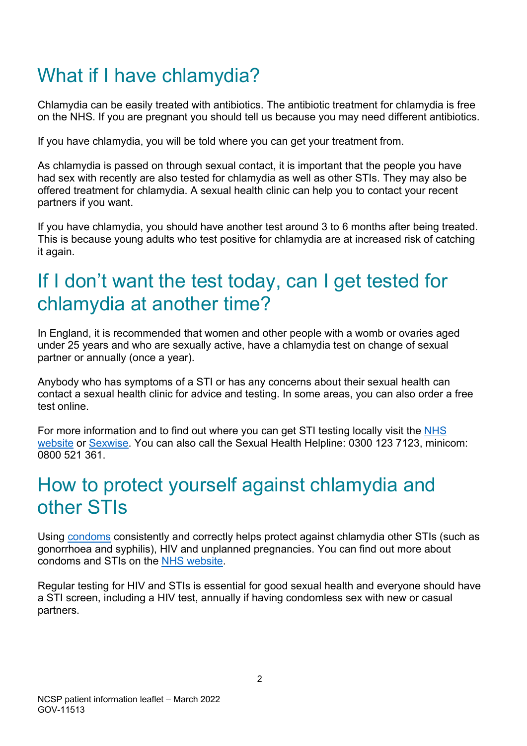## What if I have chlamydia?

Chlamydia can be easily treated with antibiotics. The antibiotic treatment for chlamydia is free on the NHS. If you are pregnant you should tell us because you may need different antibiotics.

If you have chlamydia, you will be told where you can get your treatment from.

As chlamydia is passed on through sexual contact, it is important that the people you have had sex with recently are also tested for chlamydia as well as other STIs. They may also be offered treatment for chlamydia. A sexual health clinic can help you to contact your recent partners if you want.

If you have chlamydia, you should have another test around 3 to 6 months after being treated. This is because young adults who test positive for chlamydia are at increased risk of catching it again.

## If I don't want the test today, can I get tested for chlamydia at another time?

In England, it is recommended that women and other people with a womb or ovaries aged under 25 years and who are sexually active, have a chlamydia test on change of sexual partner or annually (once a year).

Anybody who has symptoms of a STI or has any concerns about their sexual health can contact a sexual health clinic for advice and testing. In some areas, you can also order a free test online.

For more information and to find out where you can get STI testing locally visit the NHS website or Sexwise. You can also call the Sexual Health Helpline: 0300 123 7123, minicom: 0800 521 361.

## How to protect yourself against chlamydia and other STIs

Using condoms consistently and correctly helps protect against chlamydia other STIs (such as gonorrhoea and syphilis), HIV and unplanned pregnancies. You can find out more about condoms and STIs on the NHS website.

Regular testing for HIV and STIs is essential for good sexual health and everyone should have a STI screen, including a HIV test, annually if having condomless sex with new or casual partners.

NCSP patient information leaflet – March 2022
GOV-11513